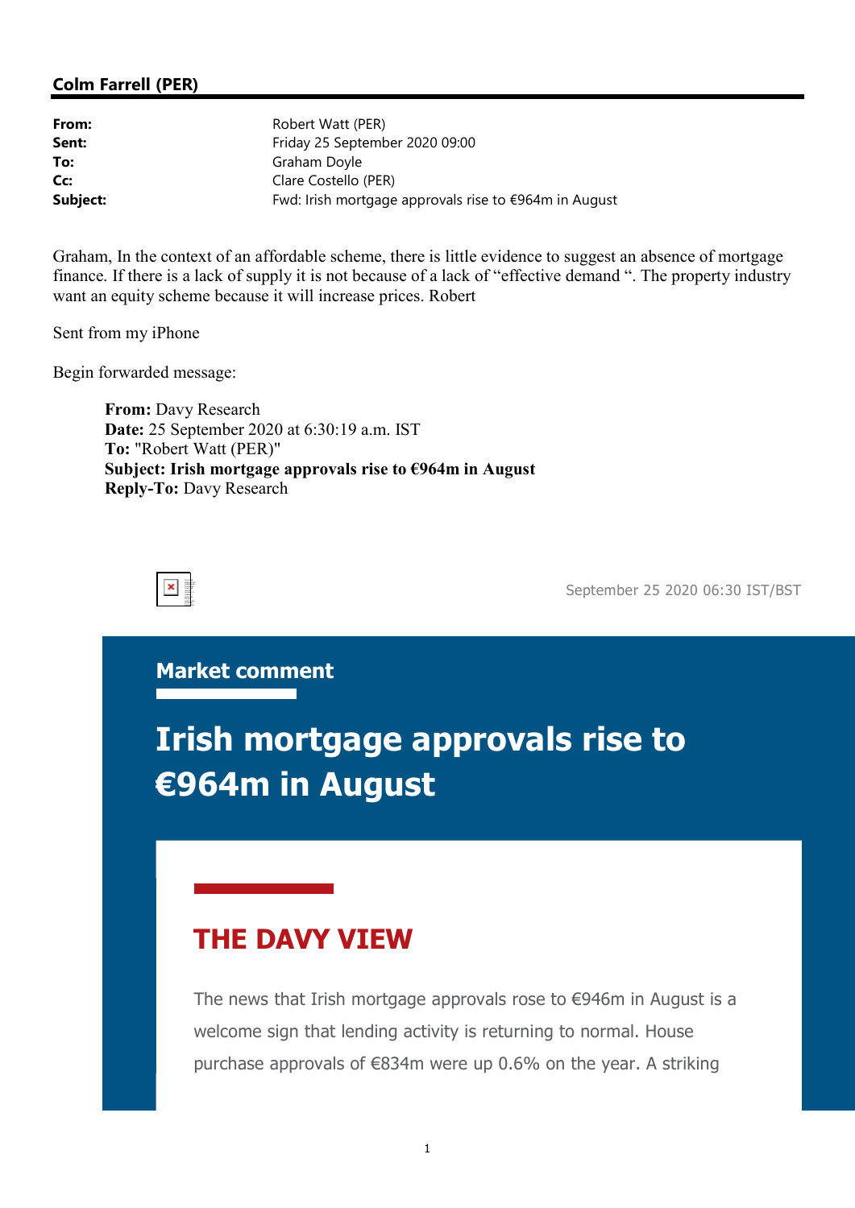**Colm Farrell (PER)**

| | |
|---|---|
| **From:** | Robert Watt (PER) |
| **Sent:** | Friday 25 September 2020 09:00 |
| **To:** | Graham Doyle |
| **Cc:** | Clare Costello (PER) |
| **Subject:** | Fwd: Irish mortgage approvals rise to €964m in August |

Graham, In the context of an affordable scheme, there is little evidence to suggest an absence of mortgage finance. If there is a lack of supply it is not because of a lack of "effective demand ". The property industry want an equity scheme because it will increase prices. Robert

Sent from my iPhone

Begin forwarded message:

> **From:** Davy Research
> **Date:** 25 September 2020 at 6:30:19 a.m. IST
> **To:** "Robert Watt (PER)"
> **Subject: Irish mortgage approvals rise to €964m in August**
> **Reply-To:** Davy Research

September 25 2020 06:30 IST/BST

**Market comment**

# Irish mortgage approvals rise to €964m in August

## THE DAVY VIEW

The news that Irish mortgage approvals rose to €946m in August is a welcome sign that lending activity is returning to normal. House purchase approvals of €834m were up 0.6% on the year. A striking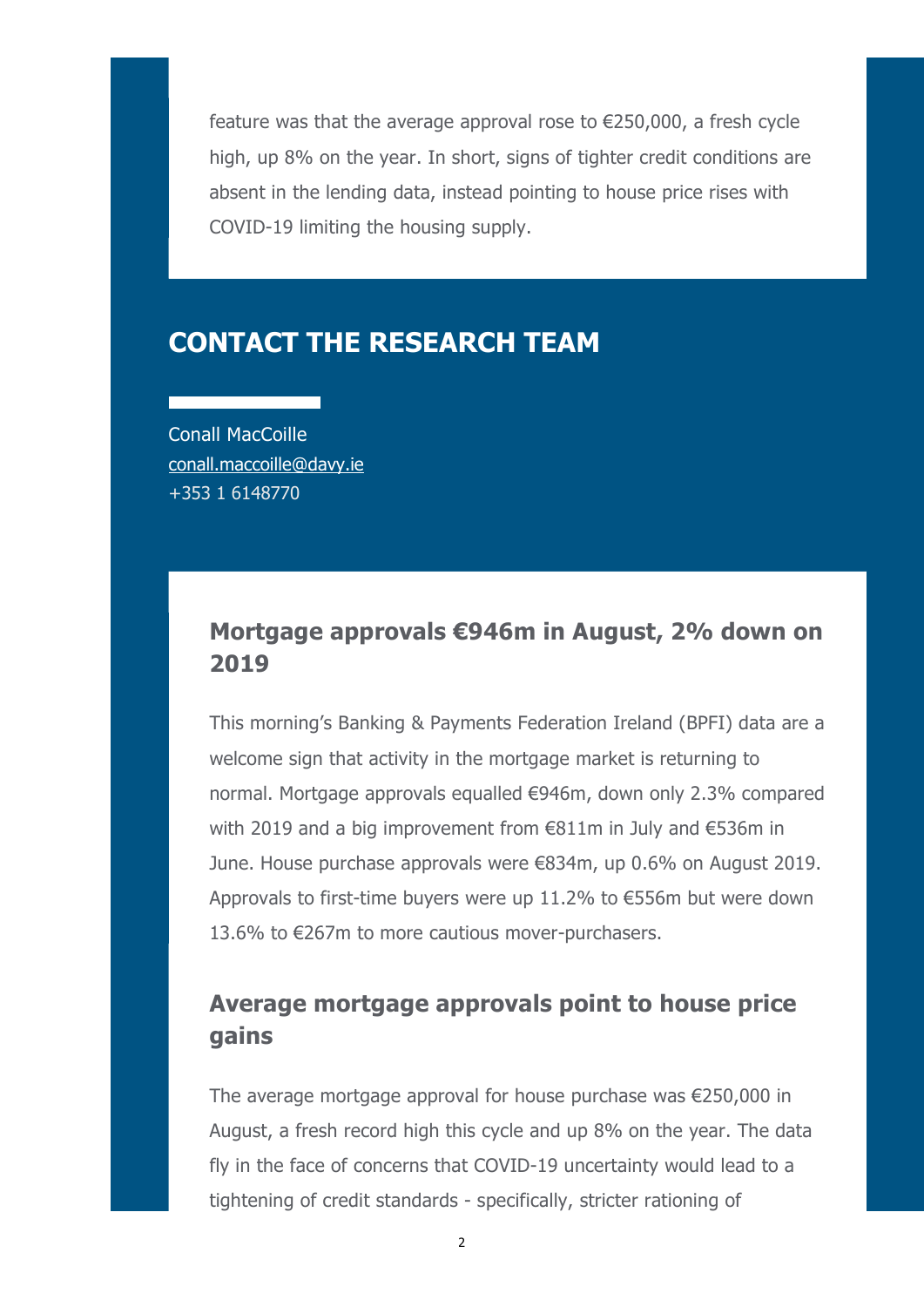feature was that the average approval rose to €250,000, a fresh cycle high, up 8% on the year. In short, signs of tighter credit conditions are absent in the lending data, instead pointing to house price rises with COVID-19 limiting the housing supply.

## CONTACT THE RESEARCH TEAM

Conall MacCoille
conall.maccoille@davy.ie
+353 1 6148770

### Mortgage approvals €946m in August, 2% down on 2019

This morning's Banking & Payments Federation Ireland (BPFI) data are a welcome sign that activity in the mortgage market is returning to normal. Mortgage approvals equalled €946m, down only 2.3% compared with 2019 and a big improvement from €811m in July and €536m in June. House purchase approvals were €834m, up 0.6% on August 2019. Approvals to first-time buyers were up 11.2% to €556m but were down 13.6% to €267m to more cautious mover-purchasers.

### Average mortgage approvals point to house price gains

The average mortgage approval for house purchase was €250,000 in August, a fresh record high this cycle and up 8% on the year. The data fly in the face of concerns that COVID-19 uncertainty would lead to a tightening of credit standards - specifically, stricter rationing of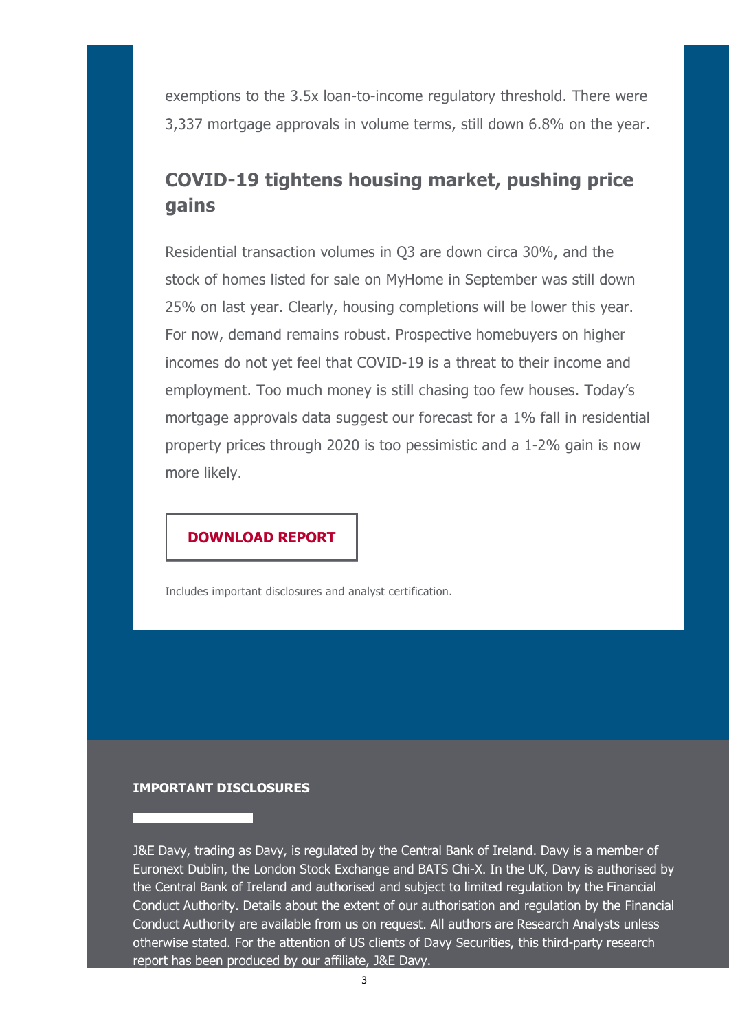exemptions to the 3.5x loan-to-income regulatory threshold. There were 3,337 mortgage approvals in volume terms, still down 6.8% on the year.

## COVID-19 tightens housing market, pushing price gains

Residential transaction volumes in Q3 are down circa 30%, and the stock of homes listed for sale on MyHome in September was still down 25% on last year. Clearly, housing completions will be lower this year. For now, demand remains robust. Prospective homebuyers on higher incomes do not yet feel that COVID-19 is a threat to their income and employment. Too much money is still chasing too few houses. Today's mortgage approvals data suggest our forecast for a 1% fall in residential property prices through 2020 is too pessimistic and a 1-2% gain is now more likely.

**DOWNLOAD REPORT**

Includes important disclosures and analyst certification.

**IMPORTANT DISCLOSURES**

J&E Davy, trading as Davy, is regulated by the Central Bank of Ireland. Davy is a member of Euronext Dublin, the London Stock Exchange and BATS Chi-X. In the UK, Davy is authorised by the Central Bank of Ireland and authorised and subject to limited regulation by the Financial Conduct Authority. Details about the extent of our authorisation and regulation by the Financial Conduct Authority are available from us on request. All authors are Research Analysts unless otherwise stated. For the attention of US clients of Davy Securities, this third-party research report has been produced by our affiliate, J&E Davy.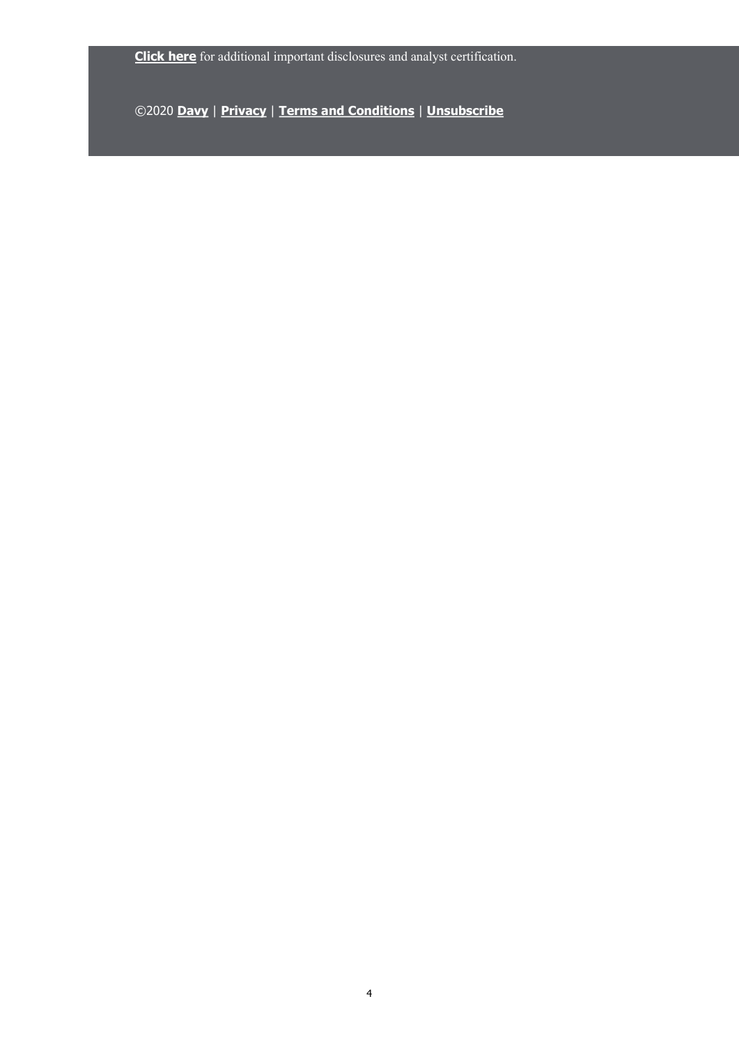**Click here** for additional important disclosures and analyst certification.

©2020 **Davy** | **Privacy** | **Terms and Conditions** | **Unsubscribe**